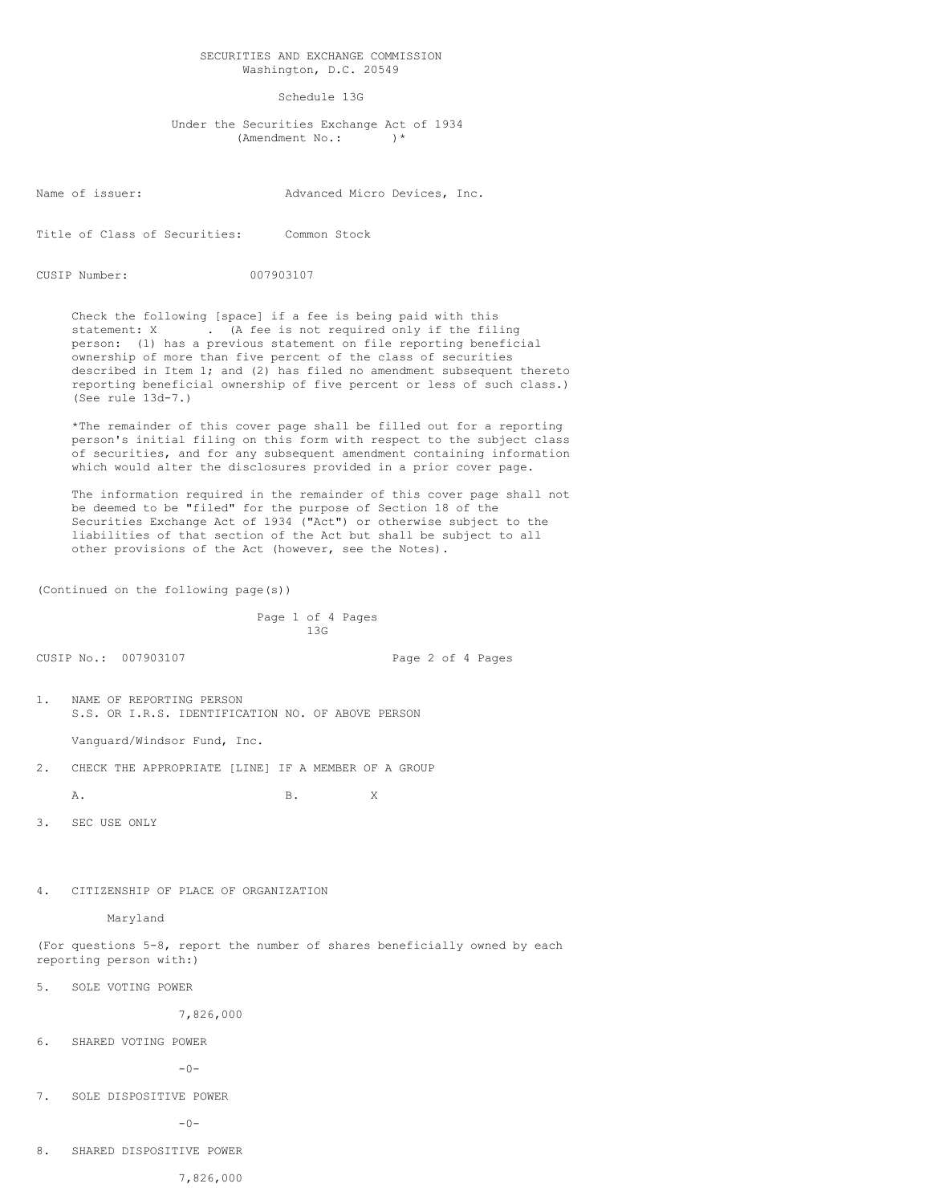SECURITIES AND EXCHANGE COMMISSION
Washington, D.C. 20549

Schedule 13G

Under the Securities Exchange Act of 1934
(Amendment No.: )*

Name of issuer: Advanced Micro Devices, Inc.

Title of Class of Securities: Common Stock

CUSIP Number: 007903107

Check the following [space] if a fee is being paid with this statement: X . (A fee is not required only if the filing person: (1) has a previous statement on file reporting beneficial ownership of more than five percent of the class of securities described in Item 1; and (2) has filed no amendment subsequent thereto reporting beneficial ownership of five percent or less of such class.) (See rule 13d-7.)

*The remainder of this cover page shall be filled out for a reporting person's initial filing on this form with respect to the subject class of securities, and for any subsequent amendment containing information which would alter the disclosures provided in a prior cover page.

The information required in the remainder of this cover page shall not be deemed to be "filed" for the purpose of Section 18 of the Securities Exchange Act of 1934 ("Act") or otherwise subject to the liabilities of that section of the Act but shall be subject to all other provisions of the Act (however, see the Notes).

(Continued on the following page(s))

13G

CUSIP No.: 007903107

1. NAME OF REPORTING PERSON
   S.S. OR I.R.S. IDENTIFICATION NO. OF ABOVE PERSON

   Vanguard/Windsor Fund, Inc.

2. CHECK THE APPROPRIATE [LINE] IF A MEMBER OF A GROUP

   A. B. X

3. SEC USE ONLY

4. CITIZENSHIP OF PLACE OF ORGANIZATION

   Maryland

(For questions 5-8, report the number of shares beneficially owned by each reporting person with:)

5. SOLE VOTING POWER

   7,826,000

6. SHARED VOTING POWER

   -0-

7. SOLE DISPOSITIVE POWER

   -0-

8. SHARED DISPOSITIVE POWER

   7,826,000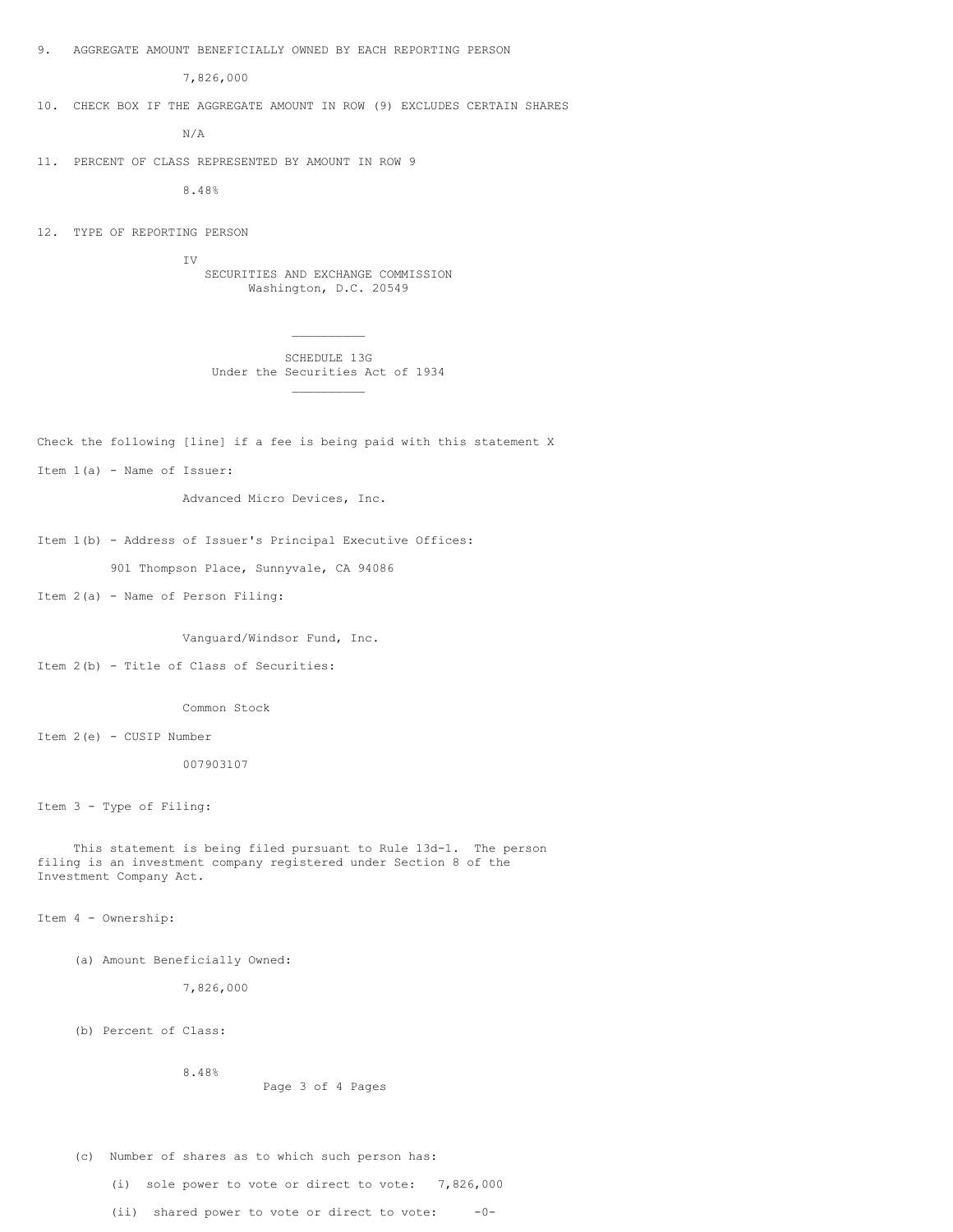9. AGGREGATE AMOUNT BENEFICIALLY OWNED BY EACH REPORTING PERSON

7,826,000

10. CHECK BOX IF THE AGGREGATE AMOUNT IN ROW (9) EXCLUDES CERTAIN SHARES

N/A

11. PERCENT OF CLASS REPRESENTED BY AMOUNT IN ROW 9

8.48%

12. TYPE OF REPORTING PERSON

IV

SECURITIES AND EXCHANGE COMMISSION
Washington, D.C. 20549

__________

SCHEDULE 13G
Under the Securities Act of 1934

__________

Check the following [line] if a fee is being paid with this statement X

Item 1(a) - Name of Issuer:

Advanced Micro Devices, Inc.

Item 1(b) - Address of Issuer's Principal Executive Offices:

901 Thompson Place, Sunnyvale, CA 94086

Item 2(a) - Name of Person Filing:

Vanguard/Windsor Fund, Inc.

Item 2(b) - Title of Class of Securities:

Common Stock

Item 2(e) - CUSIP Number

007903107

Item 3 - Type of Filing:

This statement is being filed pursuant to Rule 13d-1. The person filing is an investment company registered under Section 8 of the Investment Company Act.

Item 4 - Ownership:

(a) Amount Beneficially Owned:

7,826,000

(b) Percent of Class:

8.48%

(c) Number of shares as to which such person has:

(i) sole power to vote or direct to vote: 7,826,000

(ii) shared power to vote or direct to vote: -0-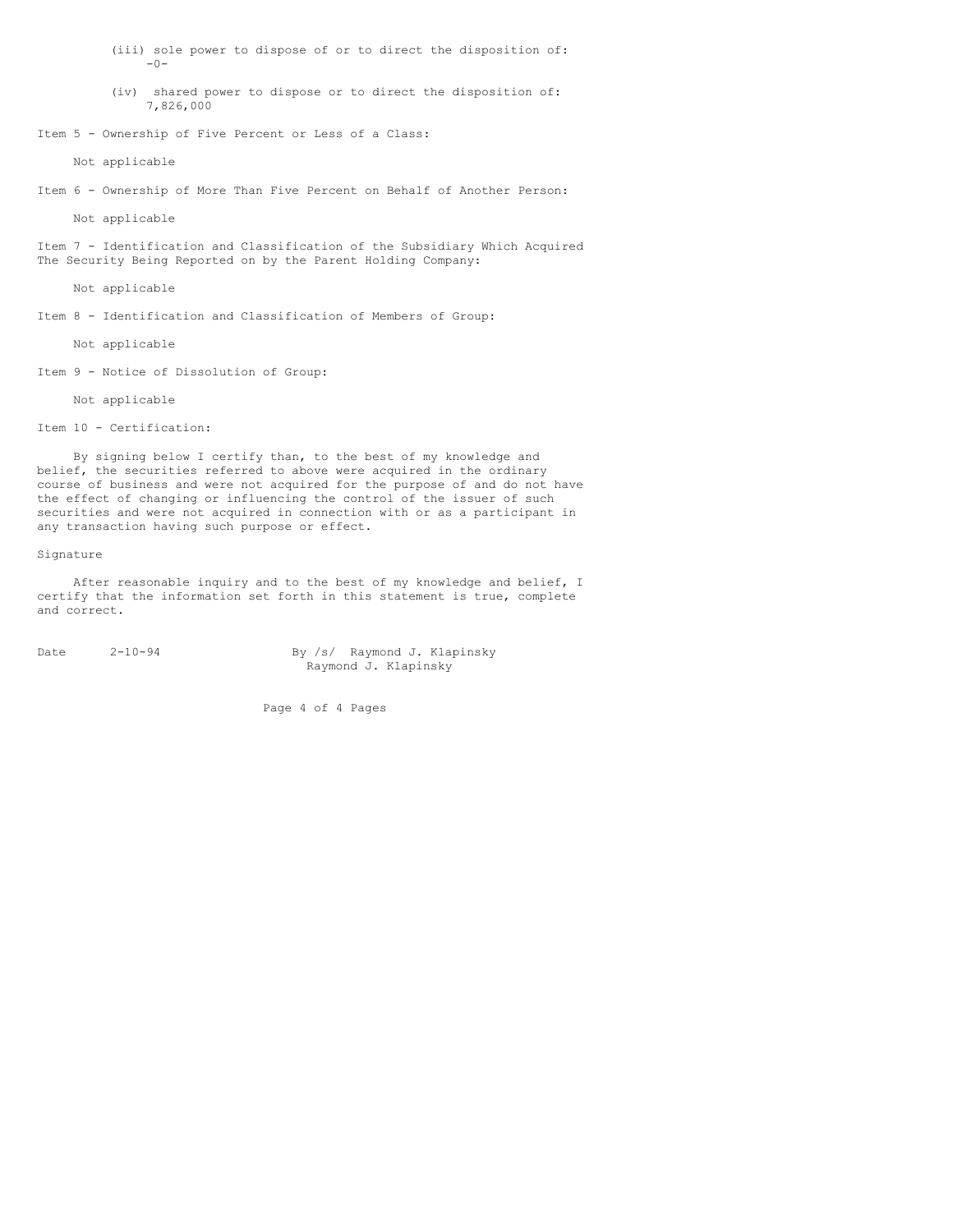(iii) sole power to dispose of or to direct the disposition of:
-0-

(iv) shared power to dispose or to direct the disposition of:
7,826,000

Item 5 - Ownership of Five Percent or Less of a Class:

Not applicable

Item 6 - Ownership of More Than Five Percent on Behalf of Another Person:

Not applicable

Item 7 - Identification and Classification of the Subsidiary Which Acquired The Security Being Reported on by the Parent Holding Company:

Not applicable

Item 8 - Identification and Classification of Members of Group:

Not applicable

Item 9 - Notice of Dissolution of Group:

Not applicable

Item 10 - Certification:

By signing below I certify than, to the best of my knowledge and belief, the securities referred to above were acquired in the ordinary course of business and were not acquired for the purpose of and do not have the effect of changing or influencing the control of the issuer of such securities and were not acquired in connection with or as a participant in any transaction having such purpose or effect.

Signature

After reasonable inquiry and to the best of my knowledge and belief, I certify that the information set forth in this statement is true, complete and correct.

Date 2-10-94

By /s/ Raymond J. Klapinsky
Raymond J. Klapinsky